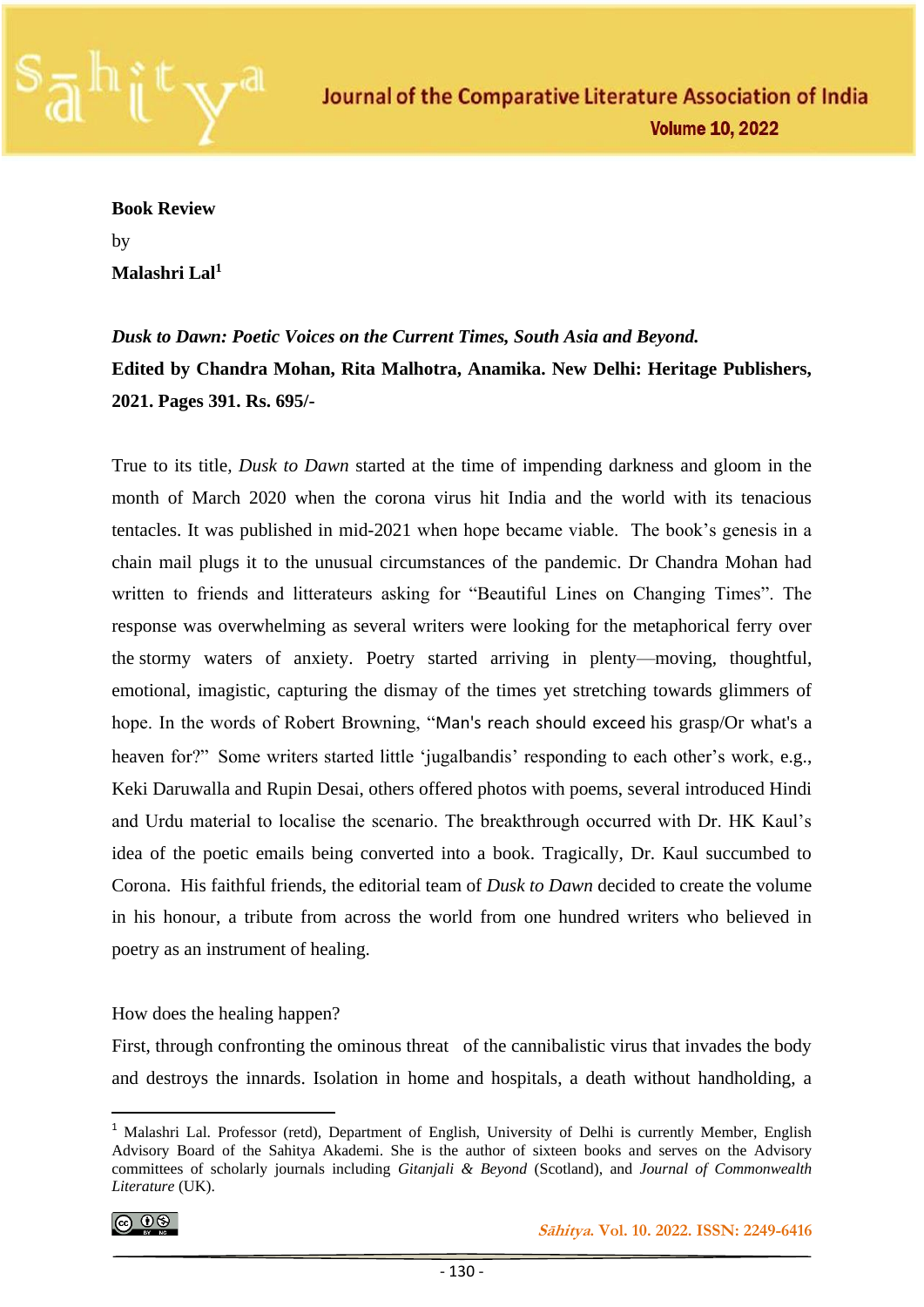**Book Review**

by

**Malashri Lal**[1]

***Dusk to Dawn: Poetic Voices on the Current Times, South Asia and Beyond.***
**Edited by Chandra Mohan, Rita Malhotra, Anamika. New Delhi: Heritage Publishers, 2021. Pages 391. Rs. 695/-**

True to its title, *Dusk to Dawn* started at the time of impending darkness and gloom in the month of March 2020 when the corona virus hit India and the world with its tenacious tentacles. It was published in mid-2021 when hope became viable. The book's genesis in a chain mail plugs it to the unusual circumstances of the pandemic. Dr Chandra Mohan had written to friends and litterateurs asking for "Beautiful Lines on Changing Times". The response was overwhelming as several writers were looking for the metaphorical ferry over the stormy waters of anxiety. Poetry started arriving in plenty—moving, thoughtful, emotional, imagistic, capturing the dismay of the times yet stretching towards glimmers of hope. In the words of Robert Browning, "Man's reach should exceed his grasp/Or what's a heaven for?" Some writers started little 'jugalbandis' responding to each other's work, e.g., Keki Daruwalla and Rupin Desai, others offered photos with poems, several introduced Hindi and Urdu material to localise the scenario. The breakthrough occurred with Dr. HK Kaul's idea of the poetic emails being converted into a book. Tragically, Dr. Kaul succumbed to Corona. His faithful friends, the editorial team of *Dusk to Dawn* decided to create the volume in his honour, a tribute from across the world from one hundred writers who believed in poetry as an instrument of healing.

How does the healing happen?

First, through confronting the ominous threat of the cannibalistic virus that invades the body and destroys the innards. Isolation in home and hospitals, a death without handholding, a

---

[1] Malashri Lal. Professor (retd), Department of English, University of Delhi is currently Member, English Advisory Board of the Sahitya Akademi. She is the author of sixteen books and serves on the Advisory committees of scholarly journals including *Gitanjali & Beyond* (Scotland), and *Journal of Commonwealth Literature* (UK).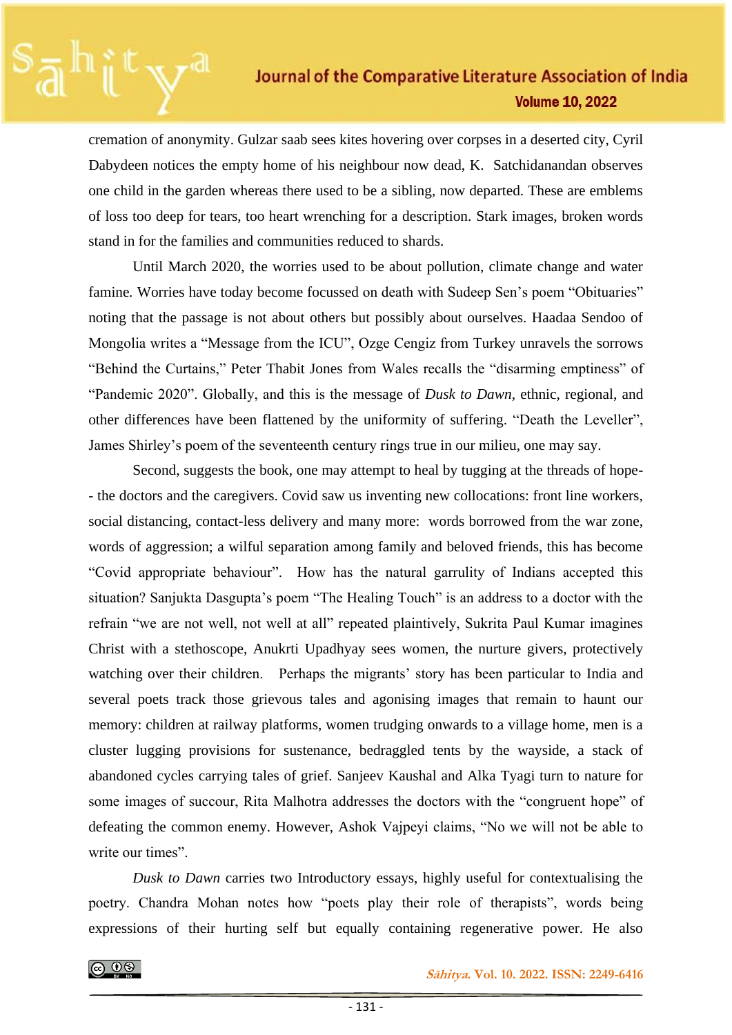cremation of anonymity. Gulzar saab sees kites hovering over corpses in a deserted city, Cyril Dabydeen notices the empty home of his neighbour now dead, K. Satchidanandan observes one child in the garden whereas there used to be a sibling, now departed. These are emblems of loss too deep for tears, too heart wrenching for a description. Stark images, broken words stand in for the families and communities reduced to shards.

Until March 2020, the worries used to be about pollution, climate change and water famine. Worries have today become focussed on death with Sudeep Sen's poem "Obituaries" noting that the passage is not about others but possibly about ourselves. Haadaa Sendoo of Mongolia writes a "Message from the ICU", Ozge Cengiz from Turkey unravels the sorrows "Behind the Curtains," Peter Thabit Jones from Wales recalls the "disarming emptiness" of "Pandemic 2020". Globally, and this is the message of *Dusk to Dawn*, ethnic, regional, and other differences have been flattened by the uniformity of suffering. "Death the Leveller", James Shirley's poem of the seventeenth century rings true in our milieu, one may say.

Second, suggests the book, one may attempt to heal by tugging at the threads of hope-- the doctors and the caregivers. Covid saw us inventing new collocations: front line workers, social distancing, contact-less delivery and many more: words borrowed from the war zone, words of aggression; a wilful separation among family and beloved friends, this has become "Covid appropriate behaviour". How has the natural garrulity of Indians accepted this situation? Sanjukta Dasgupta's poem "The Healing Touch" is an address to a doctor with the refrain "we are not well, not well at all" repeated plaintively, Sukrita Paul Kumar imagines Christ with a stethoscope, Anukrti Upadhyay sees women, the nurture givers, protectively watching over their children. Perhaps the migrants' story has been particular to India and several poets track those grievous tales and agonising images that remain to haunt our memory: children at railway platforms, women trudging onwards to a village home, men is a cluster lugging provisions for sustenance, bedraggled tents by the wayside, a stack of abandoned cycles carrying tales of grief. Sanjeev Kaushal and Alka Tyagi turn to nature for some images of succour, Rita Malhotra addresses the doctors with the "congruent hope" of defeating the common enemy. However, Ashok Vajpeyi claims, "No we will not be able to write our times".

*Dusk to Dawn* carries two Introductory essays, highly useful for contextualising the poetry. Chandra Mohan notes how "poets play their role of therapists", words being expressions of their hurting self but equally containing regenerative power. He also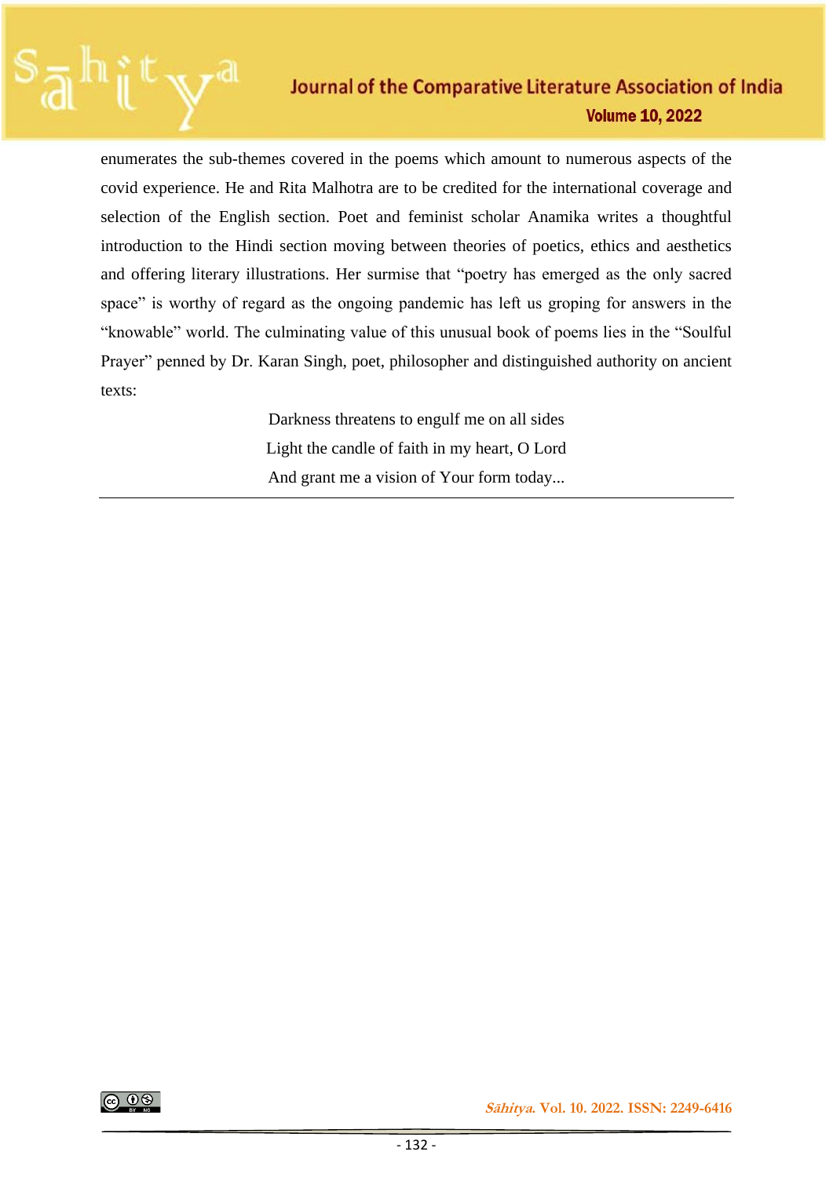enumerates the sub-themes covered in the poems which amount to numerous aspects of the covid experience. He and Rita Malhotra are to be credited for the international coverage and selection of the English section. Poet and feminist scholar Anamika writes a thoughtful introduction to the Hindi section moving between theories of poetics, ethics and aesthetics and offering literary illustrations. Her surmise that "poetry has emerged as the only sacred space" is worthy of regard as the ongoing pandemic has left us groping for answers in the "knowable" world. The culminating value of this unusual book of poems lies in the "Soulful Prayer" penned by Dr. Karan Singh, poet, philosopher and distinguished authority on ancient texts:

> Darkness threatens to engulf me on all sides
> Light the candle of faith in my heart, O Lord
> And grant me a vision of Your form today...

---